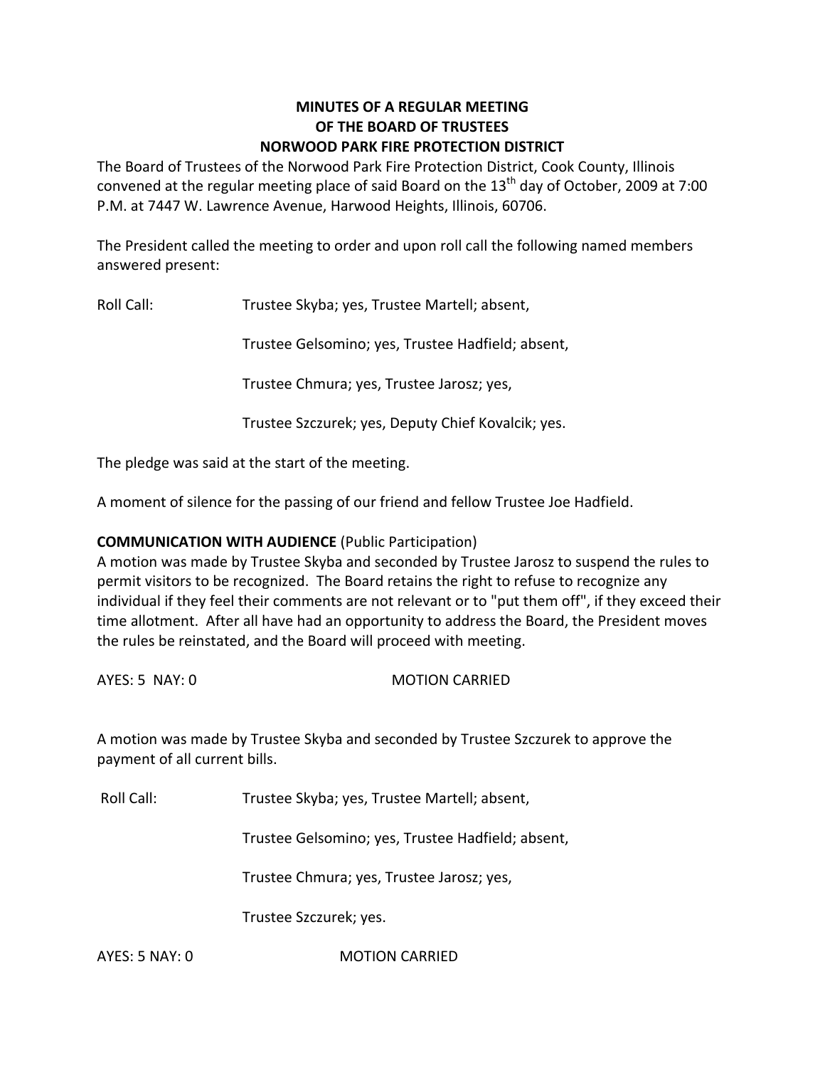# MINUTES OF A REGULAR MEETING OF THE BOARD OF TRUSTEES NORWOOD PARK FIRE PROTECTION DISTRICT

The Board of Trustees of the Norwood Park Fire Protection District, Cook County, Illinois convened at the regular meeting place of said Board on the 13th day of October, 2009 at 7:00 P.M. at 7447 W. Lawrence Avenue, Harwood Heights, Illinois, 60706.

The President called the meeting to order and upon roll call the following named members answered present:

Roll Call: Trustee Skyba; yes, Trustee Martell; absent,

Trustee Gelsomino; yes, Trustee Hadfield; absent,

Trustee Chmura; yes, Trustee Jarosz; yes,

Trustee Szczurek; yes, Deputy Chief Kovalcik; yes.

The pledge was said at the start of the meeting.

A moment of silence for the passing of our friend and fellow Trustee Joe Hadfield.

**COMMUNICATION WITH AUDIENCE** (Public Participation)

A motion was made by Trustee Skyba and seconded by Trustee Jarosz to suspend the rules to permit visitors to be recognized. The Board retains the right to refuse to recognize any individual if they feel their comments are not relevant or to "put them off", if they exceed their time allotment. After all have had an opportunity to address the Board, the President moves the rules be reinstated, and the Board will proceed with meeting.

AYES: 5 NAY: 0 MOTION CARRIED

A motion was made by Trustee Skyba and seconded by Trustee Szczurek to approve the payment of all current bills.

Roll Call: Trustee Skyba; yes, Trustee Martell; absent,

Trustee Gelsomino; yes, Trustee Hadfield; absent,

Trustee Chmura; yes, Trustee Jarosz; yes,

Trustee Szczurek; yes.

AYES: 5 NAY: 0 MOTION CARRIED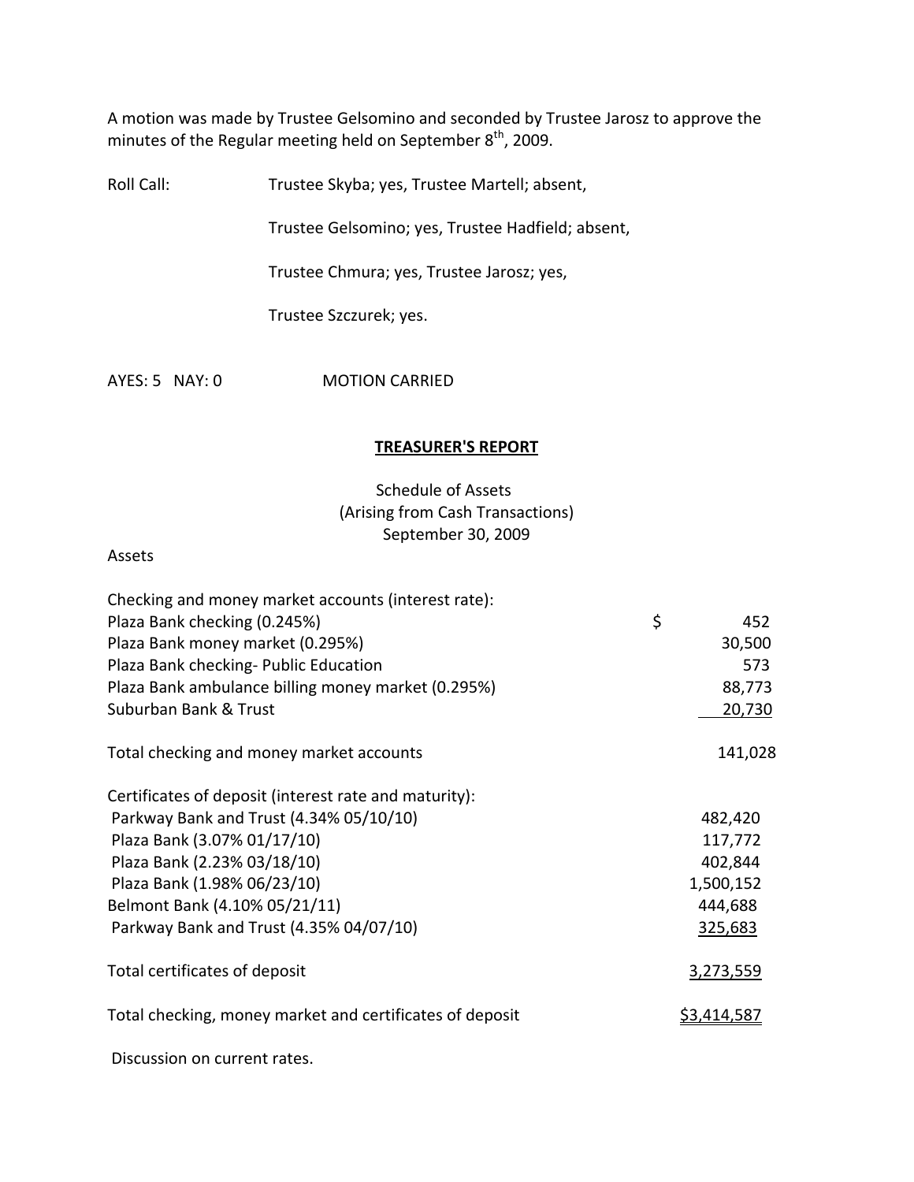A motion was made by Trustee Gelsomino and seconded by Trustee Jarosz to approve the minutes of the Regular meeting held on September 8th, 2009.

Roll Call: Trustee Skyba; yes, Trustee Martell; absent,

Trustee Gelsomino; yes, Trustee Hadfield; absent,

Trustee Chmura; yes, Trustee Jarosz; yes,

Trustee Szczurek; yes.

AYES: 5 NAY: 0 MOTION CARRIED

## TREASURER'S REPORT

Schedule of Assets
(Arising from Cash Transactions)
September 30, 2009

Assets

| | |
|---|---|
| Checking and money market accounts (interest rate): | |
| Plaza Bank checking (0.245%) | $ 452 |
| Plaza Bank money market (0.295%) | 30,500 |
| Plaza Bank checking- Public Education | 573 |
| Plaza Bank ambulance billing money market (0.295%) | 88,773 |
| Suburban Bank & Trust | 20,730 |
| Total checking and money market accounts | 141,028 |
| Certificates of deposit (interest rate and maturity): | |
| Parkway Bank and Trust (4.34% 05/10/10) | 482,420 |
| Plaza Bank (3.07% 01/17/10) | 117,772 |
| Plaza Bank (2.23% 03/18/10) | 402,844 |
| Plaza Bank (1.98% 06/23/10) | 1,500,152 |
| Belmont Bank (4.10% 05/21/11) | 444,688 |
| Parkway Bank and Trust (4.35% 04/07/10) | 325,683 |
| Total certificates of deposit | 3,273,559 |
| Total checking, money market and certificates of deposit | $3,414,587 |

Discussion on current rates.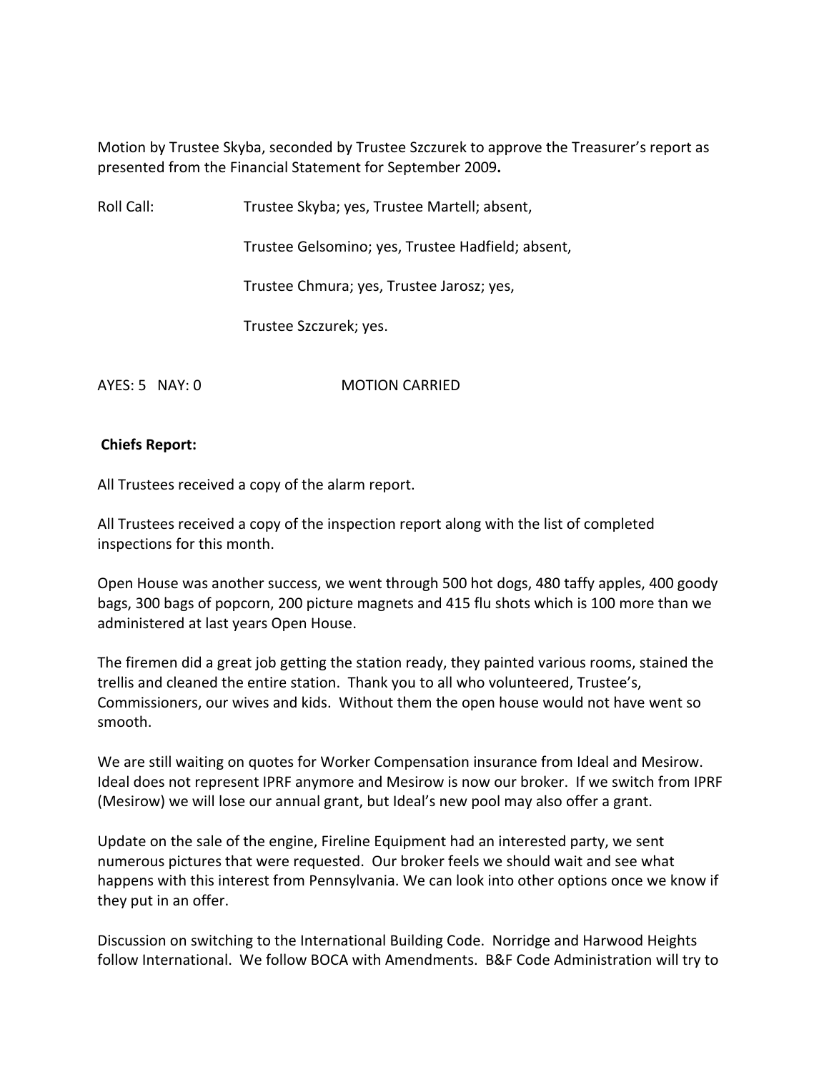Motion by Trustee Skyba, seconded by Trustee Szczurek to approve the Treasurer's report as presented from the Financial Statement for September 2009**.**

Roll Call: Trustee Skyba; yes, Trustee Martell; absent,

Trustee Gelsomino; yes, Trustee Hadfield; absent,

Trustee Chmura; yes, Trustee Jarosz; yes,

Trustee Szczurek; yes.

AYES: 5 NAY: 0 MOTION CARRIED

**Chiefs Report:**

All Trustees received a copy of the alarm report.

All Trustees received a copy of the inspection report along with the list of completed inspections for this month.

Open House was another success, we went through 500 hot dogs, 480 taffy apples, 400 goody bags, 300 bags of popcorn, 200 picture magnets and 415 flu shots which is 100 more than we administered at last years Open House.

The firemen did a great job getting the station ready, they painted various rooms, stained the trellis and cleaned the entire station. Thank you to all who volunteered, Trustee's, Commissioners, our wives and kids. Without them the open house would not have went so smooth.

We are still waiting on quotes for Worker Compensation insurance from Ideal and Mesirow. Ideal does not represent IPRF anymore and Mesirow is now our broker. If we switch from IPRF (Mesirow) we will lose our annual grant, but Ideal's new pool may also offer a grant.

Update on the sale of the engine, Fireline Equipment had an interested party, we sent numerous pictures that were requested. Our broker feels we should wait and see what happens with this interest from Pennsylvania. We can look into other options once we know if they put in an offer.

Discussion on switching to the International Building Code. Norridge and Harwood Heights follow International. We follow BOCA with Amendments. B&F Code Administration will try to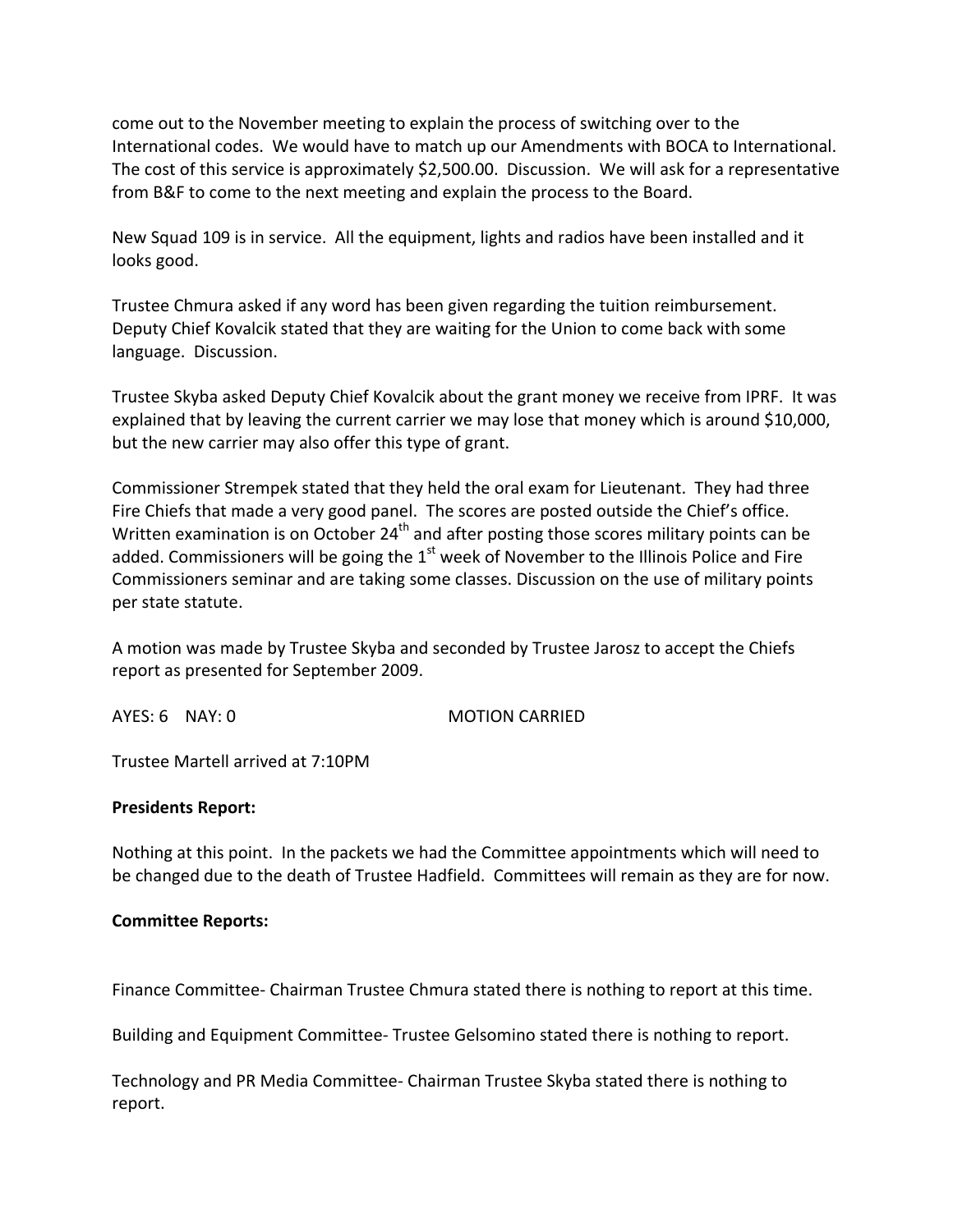come out to the November meeting to explain the process of switching over to the International codes. We would have to match up our Amendments with BOCA to International. The cost of this service is approximately $2,500.00. Discussion. We will ask for a representative from B&F to come to the next meeting and explain the process to the Board.

New Squad 109 is in service. All the equipment, lights and radios have been installed and it looks good.

Trustee Chmura asked if any word has been given regarding the tuition reimbursement. Deputy Chief Kovalcik stated that they are waiting for the Union to come back with some language. Discussion.

Trustee Skyba asked Deputy Chief Kovalcik about the grant money we receive from IPRF. It was explained that by leaving the current carrier we may lose that money which is around $10,000, but the new carrier may also offer this type of grant.

Commissioner Strempek stated that they held the oral exam for Lieutenant. They had three Fire Chiefs that made a very good panel. The scores are posted outside the Chief's office. Written examination is on October 24th and after posting those scores military points can be added. Commissioners will be going the 1st week of November to the Illinois Police and Fire Commissioners seminar and are taking some classes. Discussion on the use of military points per state statute.

A motion was made by Trustee Skyba and seconded by Trustee Jarosz to accept the Chiefs report as presented for September 2009.

AYES: 6 NAY: 0 MOTION CARRIED

Trustee Martell arrived at 7:10PM

**Presidents Report:**

Nothing at this point. In the packets we had the Committee appointments which will need to be changed due to the death of Trustee Hadfield. Committees will remain as they are for now.

**Committee Reports:**

Finance Committee- Chairman Trustee Chmura stated there is nothing to report at this time.

Building and Equipment Committee- Trustee Gelsomino stated there is nothing to report.

Technology and PR Media Committee- Chairman Trustee Skyba stated there is nothing to report.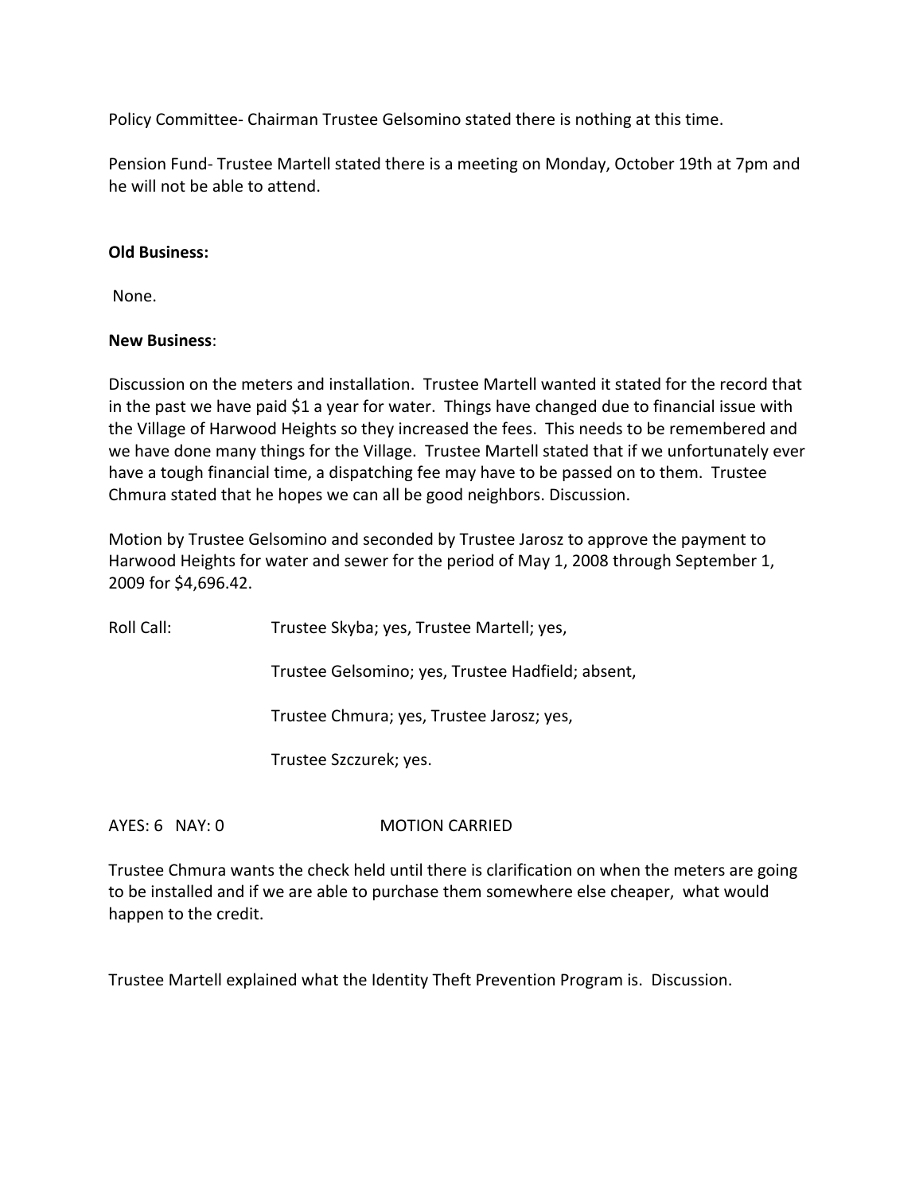Policy Committee- Chairman Trustee Gelsomino stated there is nothing at this time.

Pension Fund- Trustee Martell stated there is a meeting on Monday, October 19th at 7pm and he will not be able to attend.

**Old Business:**

None.

**New Business**:

Discussion on the meters and installation. Trustee Martell wanted it stated for the record that in the past we have paid $1 a year for water. Things have changed due to financial issue with the Village of Harwood Heights so they increased the fees. This needs to be remembered and we have done many things for the Village. Trustee Martell stated that if we unfortunately ever have a tough financial time, a dispatching fee may have to be passed on to them. Trustee Chmura stated that he hopes we can all be good neighbors. Discussion.

Motion by Trustee Gelsomino and seconded by Trustee Jarosz to approve the payment to Harwood Heights for water and sewer for the period of May 1, 2008 through September 1, 2009 for $4,696.42.

Roll Call: Trustee Skyba; yes, Trustee Martell; yes,

Trustee Gelsomino; yes, Trustee Hadfield; absent,

Trustee Chmura; yes, Trustee Jarosz; yes,

Trustee Szczurek; yes.

AYES: 6 NAY: 0 MOTION CARRIED

Trustee Chmura wants the check held until there is clarification on when the meters are going to be installed and if we are able to purchase them somewhere else cheaper, what would happen to the credit.

Trustee Martell explained what the Identity Theft Prevention Program is. Discussion.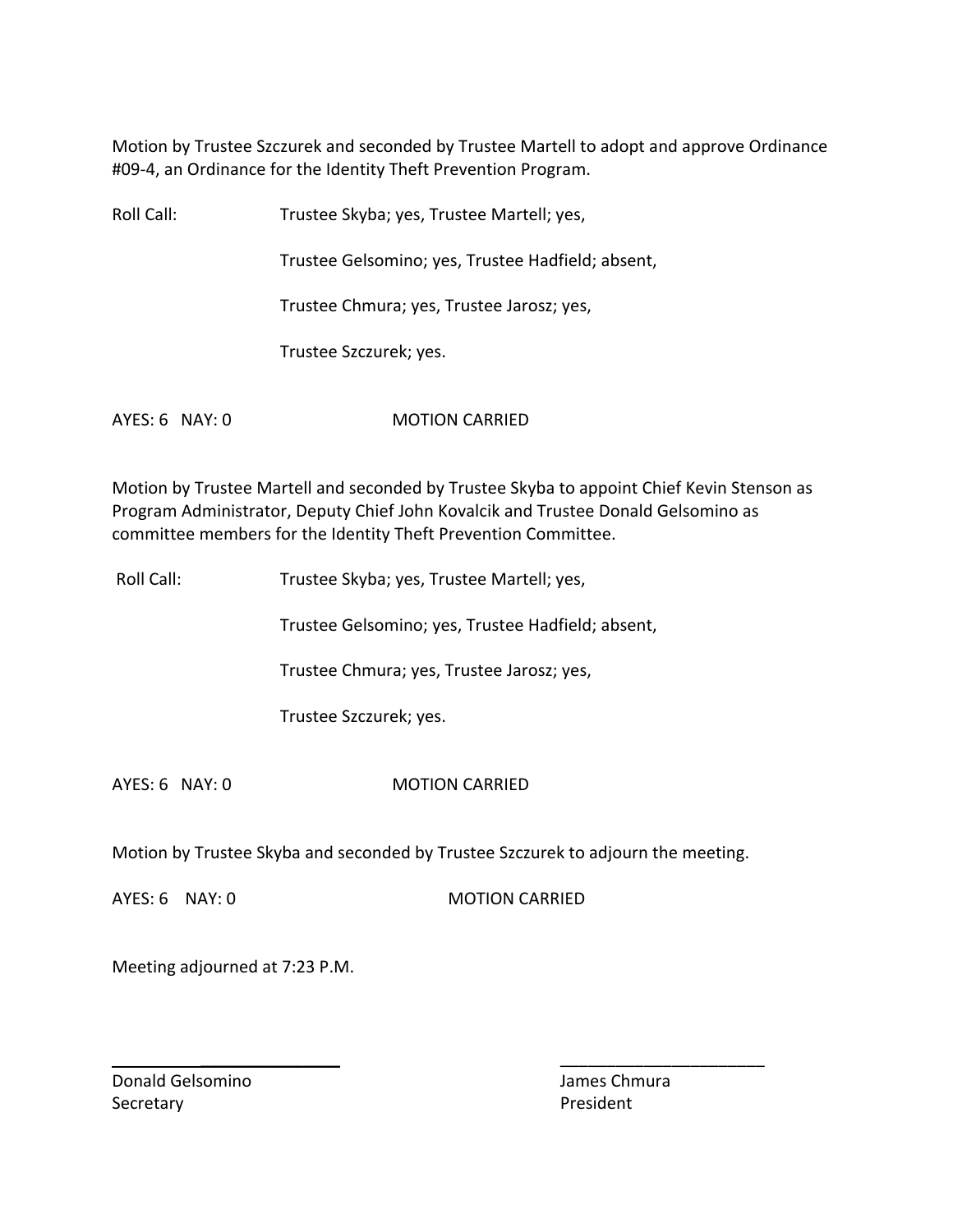Motion by Trustee Szczurek and seconded by Trustee Martell to adopt and approve Ordinance #09-4, an Ordinance for the Identity Theft Prevention Program.

Roll Call: Trustee Skyba; yes, Trustee Martell; yes,

Trustee Gelsomino; yes, Trustee Hadfield; absent,

Trustee Chmura; yes, Trustee Jarosz; yes,

Trustee Szczurek; yes.

AYES: 6 NAY: 0 MOTION CARRIED

Motion by Trustee Martell and seconded by Trustee Skyba to appoint Chief Kevin Stenson as Program Administrator, Deputy Chief John Kovalcik and Trustee Donald Gelsomino as committee members for the Identity Theft Prevention Committee.

Roll Call: Trustee Skyba; yes, Trustee Martell; yes,

Trustee Gelsomino; yes, Trustee Hadfield; absent,

Trustee Chmura; yes, Trustee Jarosz; yes,

Trustee Szczurek; yes.

AYES: 6 NAY: 0 MOTION CARRIED

Motion by Trustee Skyba and seconded by Trustee Szczurek to adjourn the meeting.

AYES: 6 NAY: 0 MOTION CARRIED

Meeting adjourned at 7:23 P.M.

______________________ ______________________

Donald Gelsomino
Secretary

James Chmura
President